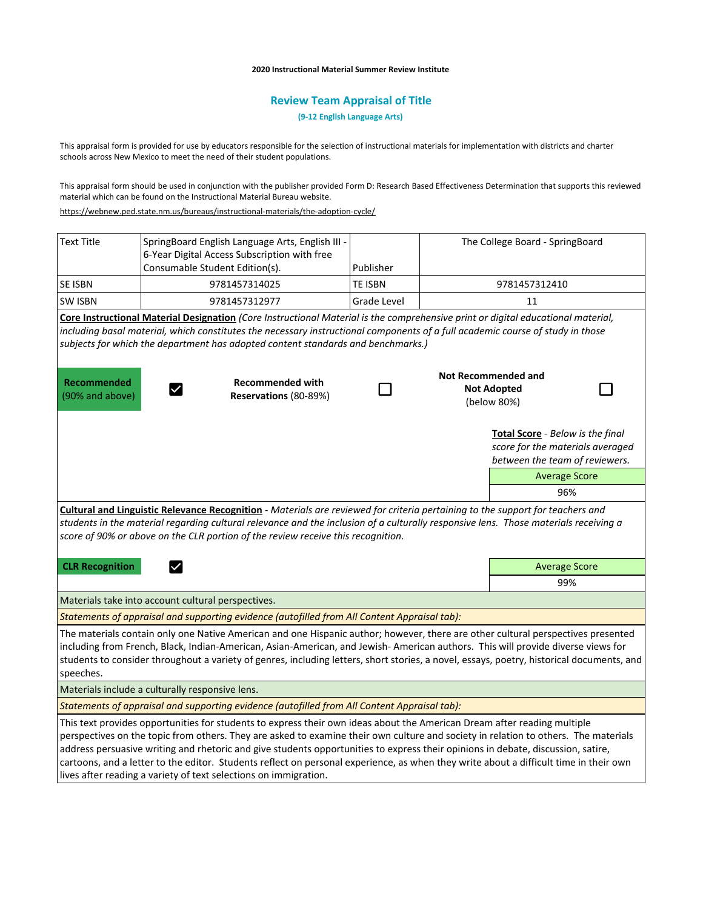**2020 Instructional Material Summer Review Institute**

## Review Team Appraisal of Title

**(9-12 English Language Arts)**

This appraisal form is provided for use by educators responsible for the selection of instructional materials for implementation with districts and charter schools across New Mexico to meet the need of their student populations.

This appraisal form should be used in conjunction with the publisher provided Form D: Research Based Effectiveness Determination that supports this reviewed material which can be found on the Instructional Material Bureau website.

https://webnew.ped.state.nm.us/bureaus/instructional-materials/the-adoption-cycle/

| | | | |
|---|---|---|---|
| Text Title | SpringBoard English Language Arts, English III - 6-Year Digital Access Subscription with free Consumable Student Edition(s). | Publisher | The College Board - SpringBoard |
| SE ISBN | 9781457314025 | TE ISBN | 9781457312410 |
| SW ISBN | 9781457312977 | Grade Level | 11 |

**Core Instructional Material Designation** *(Core Instructional Material is the comprehensive print or digital educational material, including basal material, which constitutes the necessary instructional components of a full academic course of study in those subjects for which the department has adopted content standards and benchmarks.)*

| | | | | | |
|---|---|---|---|---|---|
| **Recommended** (90% and above) | ☑ | **Recommended with Reservations** (80-89%) | ☐ | **Not Recommended and Not Adopted** (below 80%) | ☐ |

**Total Score** - *Below is the final score for the materials averaged between the team of reviewers.*

| Average Score |
|---|
| 96% |

**Cultural and Linguistic Relevance Recognition** - *Materials are reviewed for criteria pertaining to the support for teachers and students in the material regarding cultural relevance and the inclusion of a culturally responsive lens. Those materials receiving a score of 90% or above on the CLR portion of the review receive this recognition.*

**CLR Recognition** ☑

| Average Score |
|---|
| 99% |

Materials take into account cultural perspectives.

*Statements of appraisal and supporting evidence (autofilled from All Content Appraisal tab):*

The materials contain only one Native American and one Hispanic author; however, there are other cultural perspectives presented including from French, Black, Indian-American, Asian-American, and Jewish- American authors. This will provide diverse views for students to consider throughout a variety of genres, including letters, short stories, a novel, essays, poetry, historical documents, and speeches.

Materials include a culturally responsive lens.

*Statements of appraisal and supporting evidence (autofilled from All Content Appraisal tab):*

This text provides opportunities for students to express their own ideas about the American Dream after reading multiple perspectives on the topic from others. They are asked to examine their own culture and society in relation to others. The materials address persuasive writing and rhetoric and give students opportunities to express their opinions in debate, discussion, satire, cartoons, and a letter to the editor. Students reflect on personal experience, as when they write about a difficult time in their own lives after reading a variety of text selections on immigration.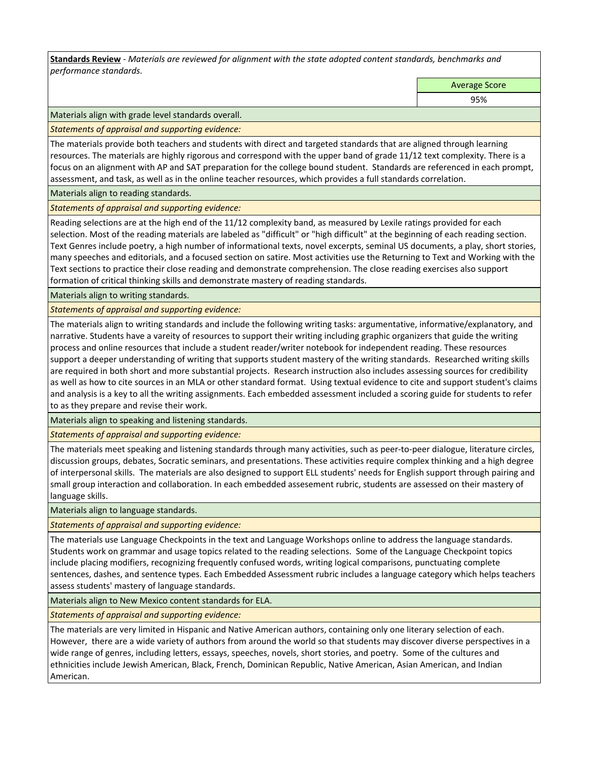**Standards Review** - *Materials are reviewed for alignment with the state adopted content standards, benchmarks and performance standards.*

| | Average Score |
|---|---|
| | 95% |

Materials align with grade level standards overall.

*Statements of appraisal and supporting evidence:*

The materials provide both teachers and students with direct and targeted standards that are aligned through learning resources. The materials are highly rigorous and correspond with the upper band of grade 11/12 text complexity. There is a focus on an alignment with AP and SAT preparation for the college bound student. Standards are referenced in each prompt, assessment, and task, as well as in the online teacher resources, which provides a full standards correlation.

Materials align to reading standards.

*Statements of appraisal and supporting evidence:*

Reading selections are at the high end of the 11/12 complexity band, as measured by Lexile ratings provided for each selection. Most of the reading materials are labeled as "difficult" or "high difficult" at the beginning of each reading section. Text Genres include poetry, a high number of informational texts, novel excerpts, seminal US documents, a play, short stories, many speeches and editorials, and a focused section on satire. Most activities use the Returning to Text and Working with the Text sections to practice their close reading and demonstrate comprehension. The close reading exercises also support formation of critical thinking skills and demonstrate mastery of reading standards.

Materials align to writing standards.

*Statements of appraisal and supporting evidence:*

The materials align to writing standards and include the following writing tasks: argumentative, informative/explanatory, and narrative. Students have a vareity of resources to support their writing including graphic organizers that guide the writing process and online resources that include a student reader/writer notebook for independent reading. These resources support a deeper understanding of writing that supports student mastery of the writing standards. Researched writing skills are required in both short and more substantial projects. Research instruction also includes assessing sources for credibility as well as how to cite sources in an MLA or other standard format. Using textual evidence to cite and support student's claims and analysis is a key to all the writing assignments. Each embedded assessment included a scoring guide for students to refer to as they prepare and revise their work.

Materials align to speaking and listening standards.

*Statements of appraisal and supporting evidence:*

The materials meet speaking and listening standards through many activities, such as peer-to-peer dialogue, literature circles, discussion groups, debates, Socratic seminars, and presentations. These activities require complex thinking and a high degree of interpersonal skills. The materials are also designed to support ELL students' needs for English support through pairing and small group interaction and collaboration. In each embedded assesement rubric, students are assessed on their mastery of language skills.

Materials align to language standards.

*Statements of appraisal and supporting evidence:*

The materials use Language Checkpoints in the text and Language Workshops online to address the language standards. Students work on grammar and usage topics related to the reading selections. Some of the Language Checkpoint topics include placing modifiers, recognizing frequently confused words, writing logical comparisons, punctuating complete sentences, dashes, and sentence types. Each Embedded Assessment rubric includes a language category which helps teachers assess students' mastery of language standards.

Materials align to New Mexico content standards for ELA.

*Statements of appraisal and supporting evidence:*

The materials are very limited in Hispanic and Native American authors, containing only one literary selection of each. However, there are a wide variety of authors from around the world so that students may discover diverse perspectives in a wide range of genres, including letters, essays, speeches, novels, short stories, and poetry. Some of the cultures and ethnicities include Jewish American, Black, French, Dominican Republic, Native American, Asian American, and Indian American.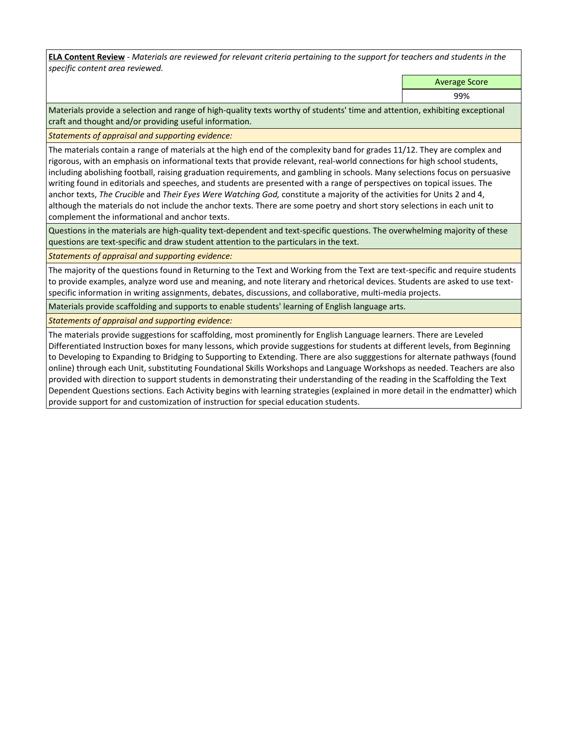**ELA Content Review** - *Materials are reviewed for relevant criteria pertaining to the support for teachers and students in the specific content area reviewed.*

| Average Score |
| --- |
| 99% |

Materials provide a selection and range of high-quality texts worthy of students' time and attention, exhibiting exceptional craft and thought and/or providing useful information.

*Statements of appraisal and supporting evidence:*

The materials contain a range of materials at the high end of the complexity band for grades 11/12. They are complex and rigorous, with an emphasis on informational texts that provide relevant, real-world connections for high school students, including abolishing football, raising graduation requirements, and gambling in schools. Many selections focus on persuasive writing found in editorials and speeches, and students are presented with a range of perspectives on topical issues. The anchor texts, *The Crucible* and *Their Eyes Were Watching God,* constitute a majority of the activities for Units 2 and 4, although the materials do not include the anchor texts. There are some poetry and short story selections in each unit to complement the informational and anchor texts.

Questions in the materials are high-quality text-dependent and text-specific questions. The overwhelming majority of these questions are text-specific and draw student attention to the particulars in the text.

*Statements of appraisal and supporting evidence:*

The majority of the questions found in Returning to the Text and Working from the Text are text-specific and require students to provide examples, analyze word use and meaning, and note literary and rhetorical devices. Students are asked to use text-specific information in writing assignments, debates, discussions, and collaborative, multi-media projects.

Materials provide scaffolding and supports to enable students' learning of English language arts.

*Statements of appraisal and supporting evidence:*

The materials provide suggestions for scaffolding, most prominently for English Language learners. There are Leveled Differentiated Instruction boxes for many lessons, which provide suggestions for students at different levels, from Beginning to Developing to Expanding to Bridging to Supporting to Extending. There are also sugggestions for alternate pathways (found online) through each Unit, substituting Foundational Skills Workshops and Language Workshops as needed. Teachers are also provided with direction to support students in demonstrating their understanding of the reading in the Scaffolding the Text Dependent Questions sections. Each Activity begins with learning strategies (explained in more detail in the endmatter) which provide support for and customization of instruction for special education students.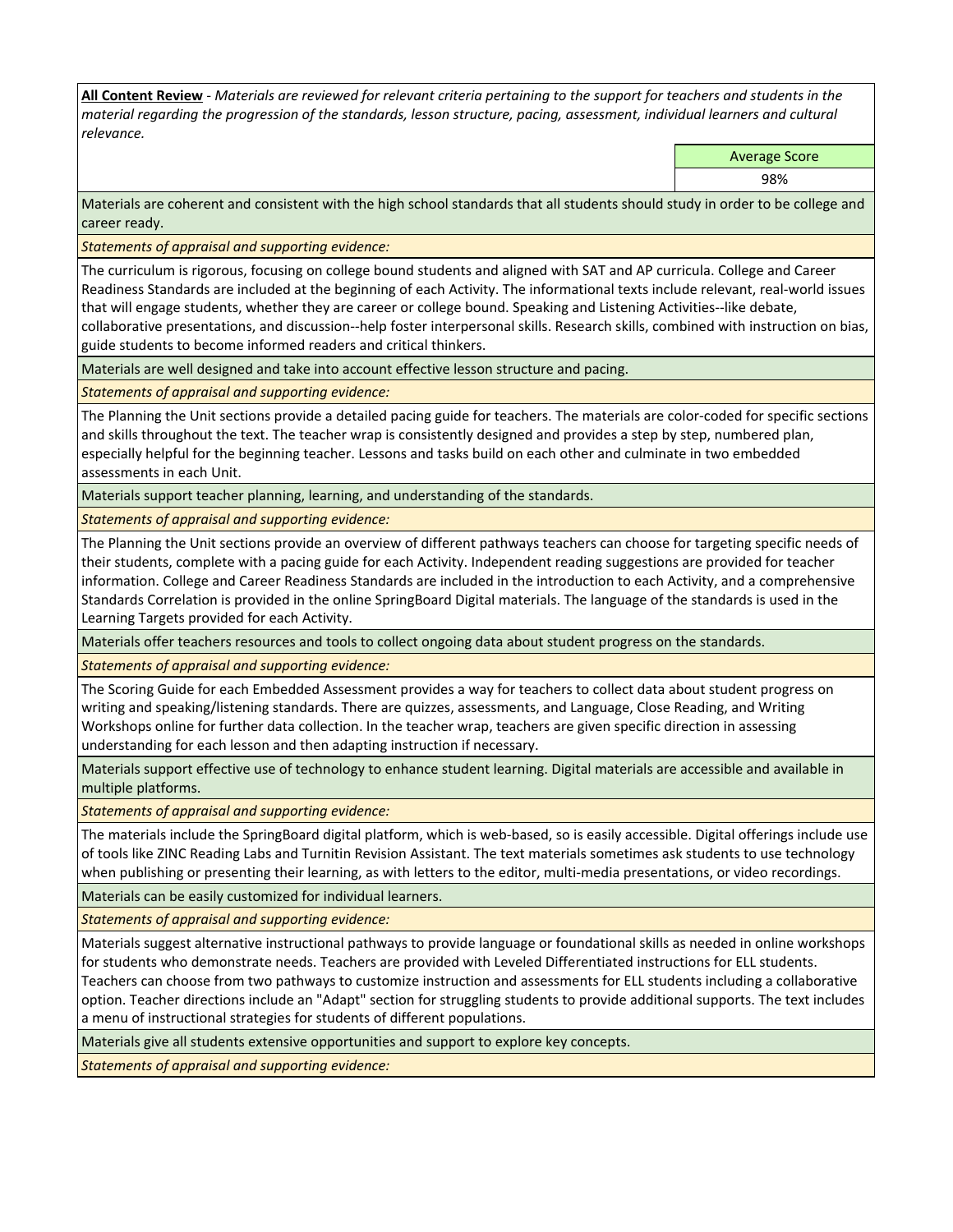**All Content Review** - *Materials are reviewed for relevant criteria pertaining to the support for teachers and students in the material regarding the progression of the standards, lesson structure, pacing, assessment, individual learners and cultural relevance.*

| Average Score |
| --- |
| 98% |

Materials are coherent and consistent with the high school standards that all students should study in order to be college and career ready.

*Statements of appraisal and supporting evidence:*

The curriculum is rigorous, focusing on college bound students and aligned with SAT and AP curricula. College and Career Readiness Standards are included at the beginning of each Activity. The informational texts include relevant, real-world issues that will engage students, whether they are career or college bound. Speaking and Listening Activities--like debate, collaborative presentations, and discussion--help foster interpersonal skills. Research skills, combined with instruction on bias, guide students to become informed readers and critical thinkers.

Materials are well designed and take into account effective lesson structure and pacing.

*Statements of appraisal and supporting evidence:*

The Planning the Unit sections provide a detailed pacing guide for teachers. The materials are color-coded for specific sections and skills throughout the text. The teacher wrap is consistently designed and provides a step by step, numbered plan, especially helpful for the beginning teacher. Lessons and tasks build on each other and culminate in two embedded assessments in each Unit.

Materials support teacher planning, learning, and understanding of the standards.

*Statements of appraisal and supporting evidence:*

The Planning the Unit sections provide an overview of different pathways teachers can choose for targeting specific needs of their students, complete with a pacing guide for each Activity. Independent reading suggestions are provided for teacher information. College and Career Readiness Standards are included in the introduction to each Activity, and a comprehensive Standards Correlation is provided in the online SpringBoard Digital materials. The language of the standards is used in the Learning Targets provided for each Activity.

Materials offer teachers resources and tools to collect ongoing data about student progress on the standards.

*Statements of appraisal and supporting evidence:*

The Scoring Guide for each Embedded Assessment provides a way for teachers to collect data about student progress on writing and speaking/listening standards. There are quizzes, assessments, and Language, Close Reading, and Writing Workshops online for further data collection. In the teacher wrap, teachers are given specific direction in assessing understanding for each lesson and then adapting instruction if necessary.

Materials support effective use of technology to enhance student learning. Digital materials are accessible and available in multiple platforms.

*Statements of appraisal and supporting evidence:*

The materials include the SpringBoard digital platform, which is web-based, so is easily accessible. Digital offerings include use of tools like ZINC Reading Labs and Turnitin Revision Assistant. The text materials sometimes ask students to use technology when publishing or presenting their learning, as with letters to the editor, multi-media presentations, or video recordings.

Materials can be easily customized for individual learners.

*Statements of appraisal and supporting evidence:*

Materials suggest alternative instructional pathways to provide language or foundational skills as needed in online workshops for students who demonstrate needs. Teachers are provided with Leveled Differentiated instructions for ELL students. Teachers can choose from two pathways to customize instruction and assessments for ELL students including a collaborative option. Teacher directions include an "Adapt" section for struggling students to provide additional supports. The text includes a menu of instructional strategies for students of different populations.

Materials give all students extensive opportunities and support to explore key concepts.

*Statements of appraisal and supporting evidence:*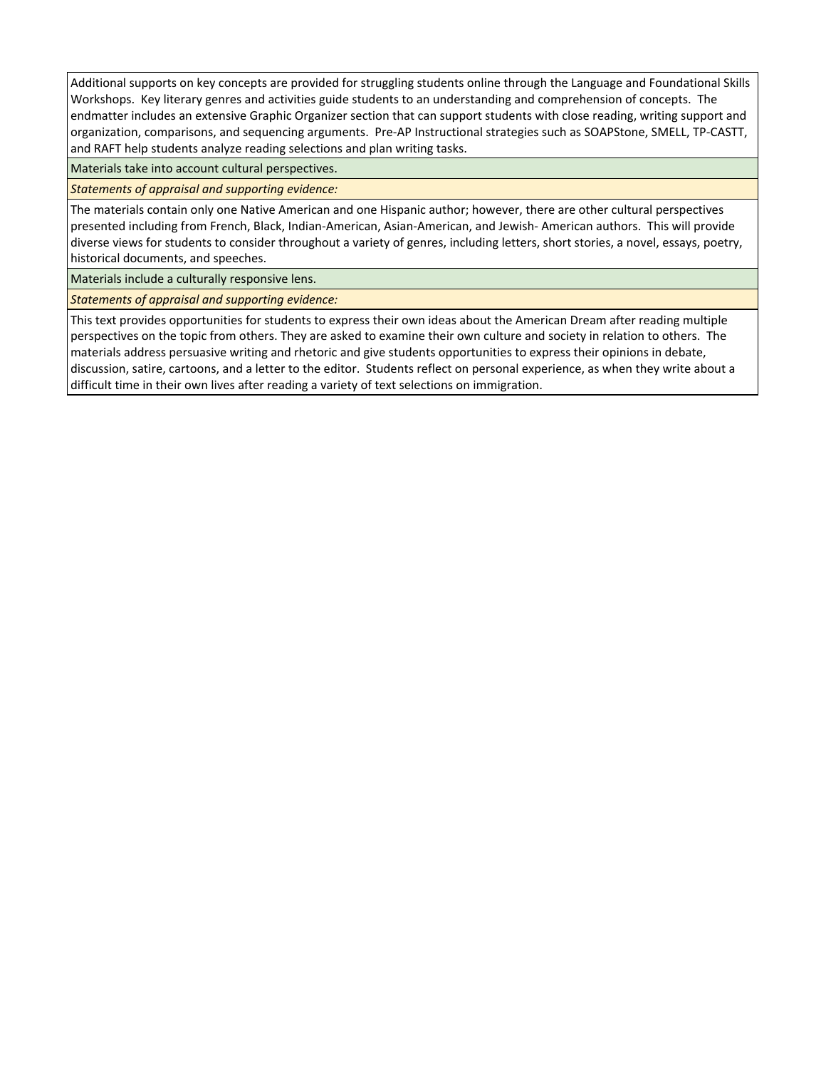Additional supports on key concepts are provided for struggling students online through the Language and Foundational Skills Workshops. Key literary genres and activities guide students to an understanding and comprehension of concepts. The endmatter includes an extensive Graphic Organizer section that can support students with close reading, writing support and organization, comparisons, and sequencing arguments. Pre-AP Instructional strategies such as SOAPStone, SMELL, TP-CASTT, and RAFT help students analyze reading selections and plan writing tasks.

Materials take into account cultural perspectives.

*Statements of appraisal and supporting evidence:*

The materials contain only one Native American and one Hispanic author; however, there are other cultural perspectives presented including from French, Black, Indian-American, Asian-American, and Jewish- American authors. This will provide diverse views for students to consider throughout a variety of genres, including letters, short stories, a novel, essays, poetry, historical documents, and speeches.

Materials include a culturally responsive lens.

*Statements of appraisal and supporting evidence:*

This text provides opportunities for students to express their own ideas about the American Dream after reading multiple perspectives on the topic from others. They are asked to examine their own culture and society in relation to others. The materials address persuasive writing and rhetoric and give students opportunities to express their opinions in debate, discussion, satire, cartoons, and a letter to the editor. Students reflect on personal experience, as when they write about a difficult time in their own lives after reading a variety of text selections on immigration.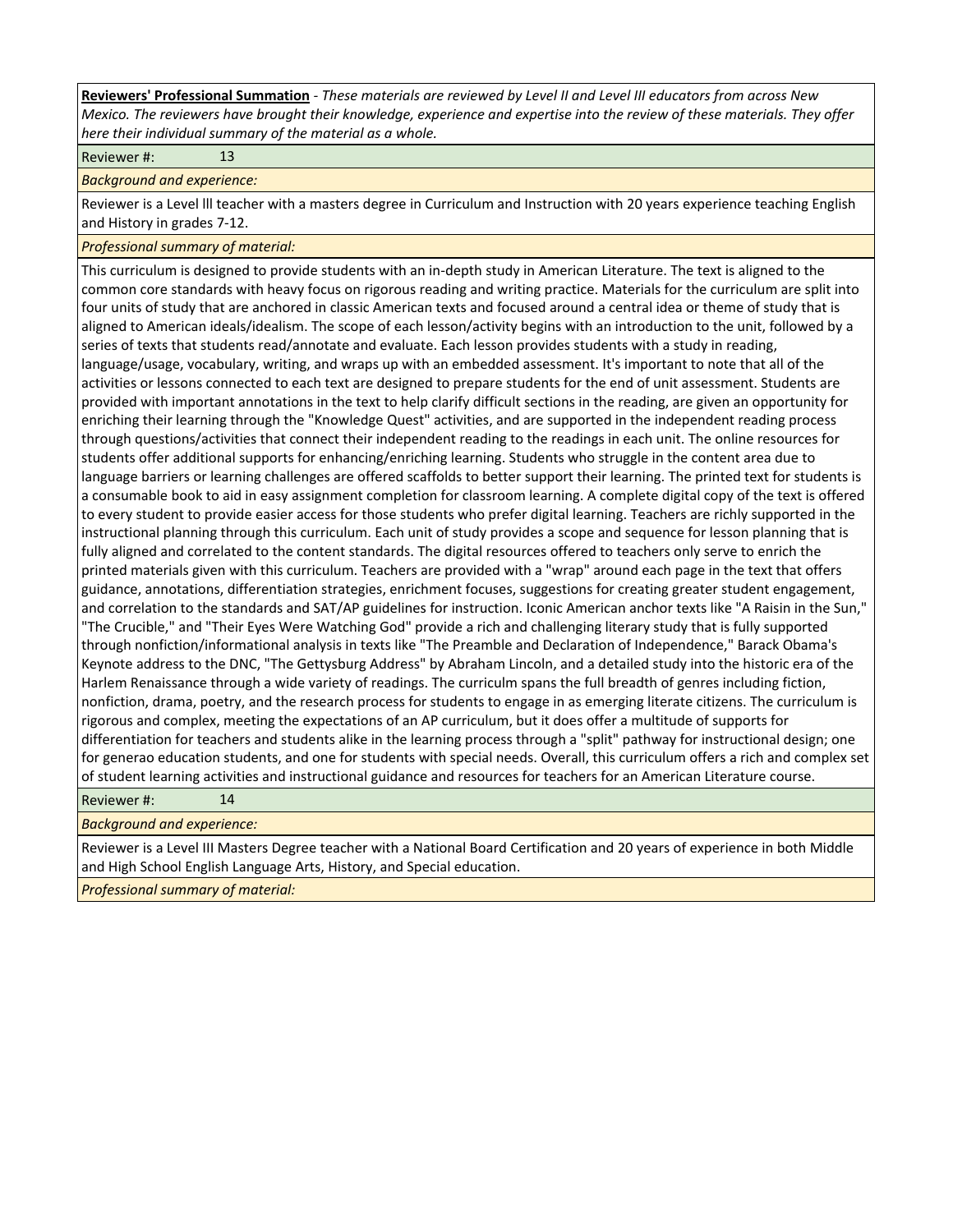**Reviewers' Professional Summation** - *These materials are reviewed by Level II and Level III educators from across New Mexico. The reviewers have brought their knowledge, experience and expertise into the review of these materials. They offer here their individual summary of the material as a whole.*

Reviewer #: 13

*Background and experience:*

Reviewer is a Level lll teacher with a masters degree in Curriculum and Instruction with 20 years experience teaching English and History in grades 7-12.

*Professional summary of material:*

This curriculum is designed to provide students with an in-depth study in American Literature. The text is aligned to the common core standards with heavy focus on rigorous reading and writing practice. Materials for the curriculum are split into four units of study that are anchored in classic American texts and focused around a central idea or theme of study that is aligned to American ideals/idealism. The scope of each lesson/activity begins with an introduction to the unit, followed by a series of texts that students read/annotate and evaluate. Each lesson provides students with a study in reading, language/usage, vocabulary, writing, and wraps up with an embedded assessment. It's important to note that all of the activities or lessons connected to each text are designed to prepare students for the end of unit assessment. Students are provided with important annotations in the text to help clarify difficult sections in the reading, are given an opportunity for enriching their learning through the "Knowledge Quest" activities, and are supported in the independent reading process through questions/activities that connect their independent reading to the readings in each unit. The online resources for students offer additional supports for enhancing/enriching learning. Students who struggle in the content area due to language barriers or learning challenges are offered scaffolds to better support their learning. The printed text for students is a consumable book to aid in easy assignment completion for classroom learning. A complete digital copy of the text is offered to every student to provide easier access for those students who prefer digital learning. Teachers are richly supported in the instructional planning through this curriculum. Each unit of study provides a scope and sequence for lesson planning that is fully aligned and correlated to the content standards. The digital resources offered to teachers only serve to enrich the printed materials given with this curriculum. Teachers are provided with a "wrap" around each page in the text that offers guidance, annotations, differentiation strategies, enrichment focuses, suggestions for creating greater student engagement, and correlation to the standards and SAT/AP guidelines for instruction. Iconic American anchor texts like "A Raisin in the Sun," "The Crucible," and "Their Eyes Were Watching God" provide a rich and challenging literary study that is fully supported through nonfiction/informational analysis in texts like "The Preamble and Declaration of Independence," Barack Obama's Keynote address to the DNC, "The Gettysburg Address" by Abraham Lincoln, and a detailed study into the historic era of the Harlem Renaissance through a wide variety of readings. The curriculm spans the full breadth of genres including fiction, nonfiction, drama, poetry, and the research process for students to engage in as emerging literate citizens. The curriculum is rigorous and complex, meeting the expectations of an AP curriculum, but it does offer a multitude of supports for differentiation for teachers and students alike in the learning process through a "split" pathway for instructional design; one for generao education students, and one for students with special needs. Overall, this curriculum offers a rich and complex set of student learning activities and instructional guidance and resources for teachers for an American Literature course.

Reviewer #: 14

*Background and experience:*

Reviewer is a Level III Masters Degree teacher with a National Board Certification and 20 years of experience in both Middle and High School English Language Arts, History, and Special education.

*Professional summary of material:*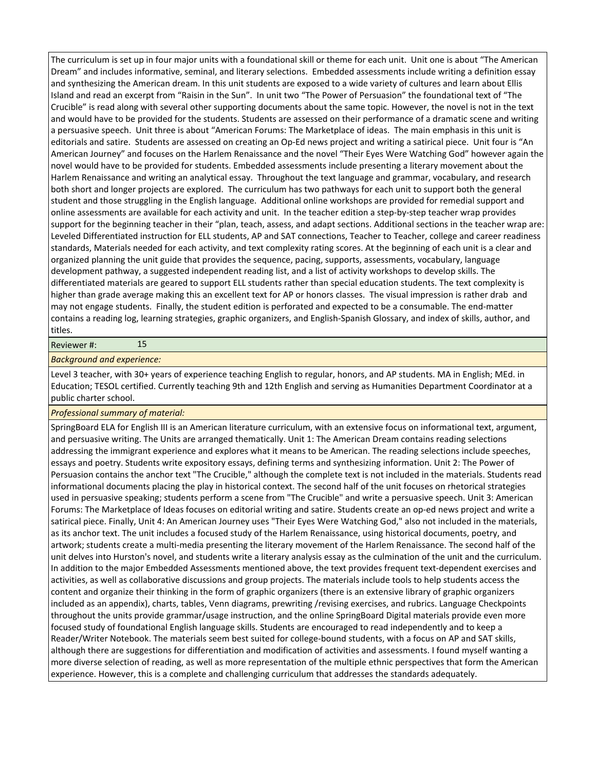The curriculum is set up in four major units with a foundational skill or theme for each unit. Unit one is about "The American Dream" and includes informative, seminal, and literary selections. Embedded assessments include writing a definition essay and synthesizing the American dream. In this unit students are exposed to a wide variety of cultures and learn about Ellis Island and read an excerpt from "Raisin in the Sun". In unit two "The Power of Persuasion" the foundational text of "The Crucible" is read along with several other supporting documents about the same topic. However, the novel is not in the text and would have to be provided for the students. Students are assessed on their performance of a dramatic scene and writing a persuasive speech. Unit three is about "American Forums: The Marketplace of ideas. The main emphasis in this unit is editorials and satire. Students are assessed on creating an Op-Ed news project and writing a satirical piece. Unit four is "An American Journey" and focuses on the Harlem Renaissance and the novel "Their Eyes Were Watching God" however again the novel would have to be provided for students. Embedded assessments include presenting a literary movement about the Harlem Renaissance and writing an analytical essay. Throughout the text language and grammar, vocabulary, and research both short and longer projects are explored. The curriculum has two pathways for each unit to support both the general student and those struggling in the English language. Additional online workshops are provided for remedial support and online assessments are available for each activity and unit. In the teacher edition a step-by-step teacher wrap provides support for the beginning teacher in their "plan, teach, assess, and adapt sections. Additional sections in the teacher wrap are: Leveled Differentiated instruction for ELL students, AP and SAT connections, Teacher to Teacher, college and career readiness standards, Materials needed for each activity, and text complexity rating scores. At the beginning of each unit is a clear and organized planning the unit guide that provides the sequence, pacing, supports, assessments, vocabulary, language development pathway, a suggested independent reading list, and a list of activity workshops to develop skills. The differentiated materials are geared to support ELL students rather than special education students. The text complexity is higher than grade average making this an excellent text for AP or honors classes. The visual impression is rather drab and may not engage students. Finally, the student edition is perforated and expected to be a consumable. The end-matter contains a reading log, learning strategies, graphic organizers, and English-Spanish Glossary, and index of skills, author, and titles.

Reviewer #: 15

*Background and experience:*

Level 3 teacher, with 30+ years of experience teaching English to regular, honors, and AP students. MA in English; MEd. in Education; TESOL certified. Currently teaching 9th and 12th English and serving as Humanities Department Coordinator at a public charter school.

*Professional summary of material:*

SpringBoard ELA for English III is an American literature curriculum, with an extensive focus on informational text, argument, and persuasive writing. The Units are arranged thematically. Unit 1: The American Dream contains reading selections addressing the immigrant experience and explores what it means to be American. The reading selections include speeches, essays and poetry. Students write expository essays, defining terms and synthesizing information. Unit 2: The Power of Persuasion contains the anchor text "The Crucible," although the complete text is not included in the materials. Students read informational documents placing the play in historical context. The second half of the unit focuses on rhetorical strategies used in persuasive speaking; students perform a scene from "The Crucible" and write a persuasive speech. Unit 3: American Forums: The Marketplace of Ideas focuses on editorial writing and satire. Students create an op-ed news project and write a satirical piece. Finally, Unit 4: An American Journey uses "Their Eyes Were Watching God," also not included in the materials, as its anchor text. The unit includes a focused study of the Harlem Renaissance, using historical documents, poetry, and artwork; students create a multi-media presenting the literary movement of the Harlem Renaissance. The second half of the unit delves into Hurston's novel, and students write a literary analysis essay as the culmination of the unit and the curriculum. In addition to the major Embedded Assessments mentioned above, the text provides frequent text-dependent exercises and activities, as well as collaborative discussions and group projects. The materials include tools to help students access the content and organize their thinking in the form of graphic organizers (there is an extensive library of graphic organizers included as an appendix), charts, tables, Venn diagrams, prewriting /revising exercises, and rubrics. Language Checkpoints throughout the units provide grammar/usage instruction, and the online SpringBoard Digital materials provide even more focused study of foundational English language skills. Students are encouraged to read independently and to keep a Reader/Writer Notebook. The materials seem best suited for college-bound students, with a focus on AP and SAT skills, although there are suggestions for differentiation and modification of activities and assessments. I found myself wanting a more diverse selection of reading, as well as more representation of the multiple ethnic perspectives that form the American experience. However, this is a complete and challenging curriculum that addresses the standards adequately.